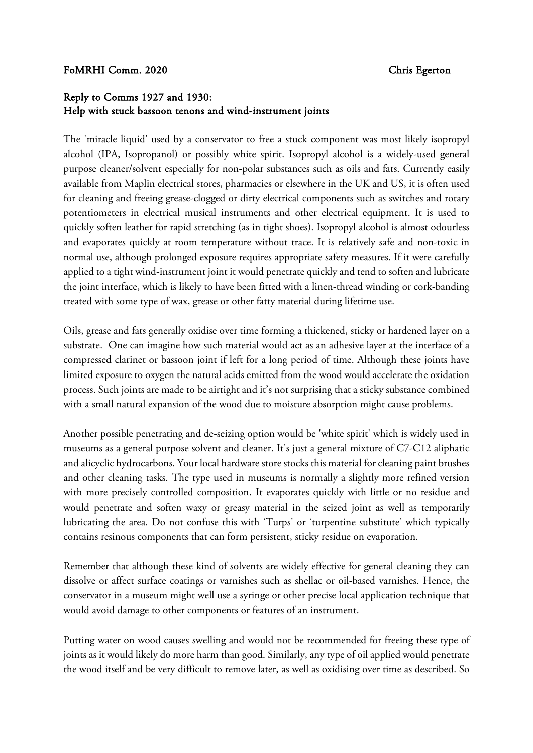**FoMRHI Comm. 2020** **Chris Egerton**

## Reply to Comms 1927 and 1930: Help with stuck bassoon tenons and wind-instrument joints

The 'miracle liquid' used by a conservator to free a stuck component was most likely isopropyl alcohol (IPA, Isopropanol) or possibly white spirit. Isopropyl alcohol is a widely-used general purpose cleaner/solvent especially for non-polar substances such as oils and fats. Currently easily available from Maplin electrical stores, pharmacies or elsewhere in the UK and US, it is often used for cleaning and freeing grease-clogged or dirty electrical components such as switches and rotary potentiometers in electrical musical instruments and other electrical equipment. It is used to quickly soften leather for rapid stretching (as in tight shoes). Isopropyl alcohol is almost odourless and evaporates quickly at room temperature without trace. It is relatively safe and non-toxic in normal use, although prolonged exposure requires appropriate safety measures. If it were carefully applied to a tight wind-instrument joint it would penetrate quickly and tend to soften and lubricate the joint interface, which is likely to have been fitted with a linen-thread winding or cork-banding treated with some type of wax, grease or other fatty material during lifetime use.

Oils, grease and fats generally oxidise over time forming a thickened, sticky or hardened layer on a substrate. One can imagine how such material would act as an adhesive layer at the interface of a compressed clarinet or bassoon joint if left for a long period of time. Although these joints have limited exposure to oxygen the natural acids emitted from the wood would accelerate the oxidation process. Such joints are made to be airtight and it's not surprising that a sticky substance combined with a small natural expansion of the wood due to moisture absorption might cause problems.

Another possible penetrating and de-seizing option would be 'white spirit' which is widely used in museums as a general purpose solvent and cleaner. It's just a general mixture of C7-C12 aliphatic and alicyclic hydrocarbons. Your local hardware store stocks this material for cleaning paint brushes and other cleaning tasks. The type used in museums is normally a slightly more refined version with more precisely controlled composition. It evaporates quickly with little or no residue and would penetrate and soften waxy or greasy material in the seized joint as well as temporarily lubricating the area. Do not confuse this with 'Turps' or 'turpentine substitute' which typically contains resinous components that can form persistent, sticky residue on evaporation.

Remember that although these kind of solvents are widely effective for general cleaning they can dissolve or affect surface coatings or varnishes such as shellac or oil-based varnishes. Hence, the conservator in a museum might well use a syringe or other precise local application technique that would avoid damage to other components or features of an instrument.

Putting water on wood causes swelling and would not be recommended for freeing these type of joints as it would likely do more harm than good. Similarly, any type of oil applied would penetrate the wood itself and be very difficult to remove later, as well as oxidising over time as described. So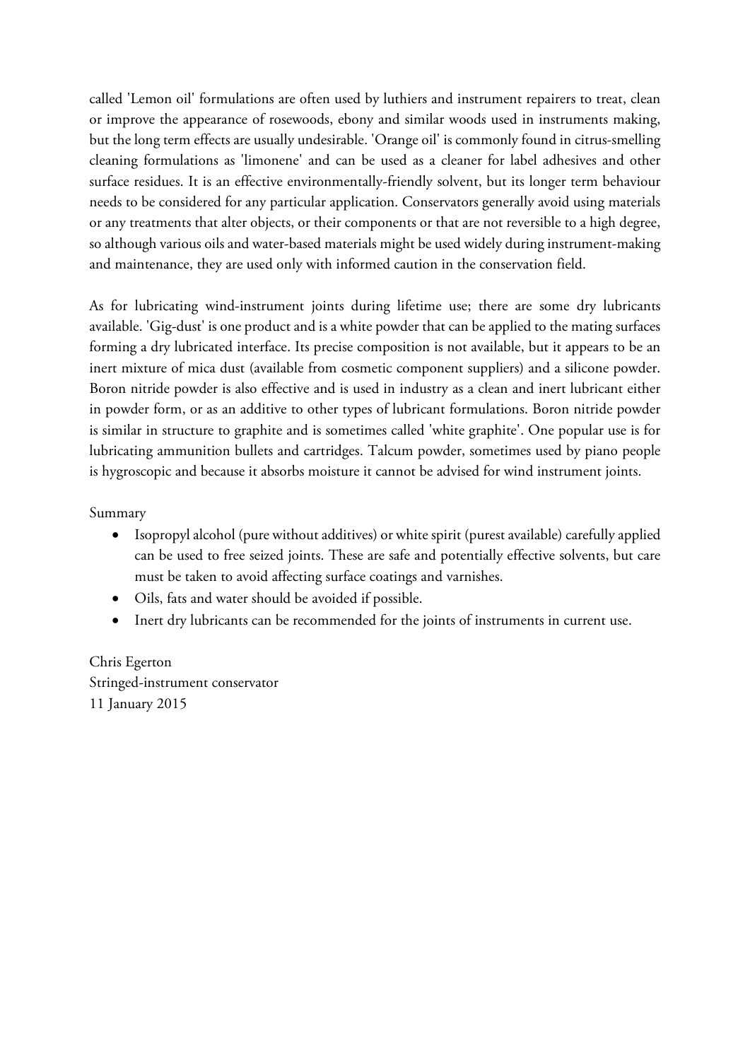called 'Lemon oil' formulations are often used by luthiers and instrument repairers to treat, clean or improve the appearance of rosewoods, ebony and similar woods used in instruments making, but the long term effects are usually undesirable. 'Orange oil' is commonly found in citrus-smelling cleaning formulations as 'limonene' and can be used as a cleaner for label adhesives and other surface residues. It is an effective environmentally-friendly solvent, but its longer term behaviour needs to be considered for any particular application. Conservators generally avoid using materials or any treatments that alter objects, or their components or that are not reversible to a high degree, so although various oils and water-based materials might be used widely during instrument-making and maintenance, they are used only with informed caution in the conservation field.

As for lubricating wind-instrument joints during lifetime use; there are some dry lubricants available. 'Gig-dust' is one product and is a white powder that can be applied to the mating surfaces forming a dry lubricated interface. Its precise composition is not available, but it appears to be an inert mixture of mica dust (available from cosmetic component suppliers) and a silicone powder. Boron nitride powder is also effective and is used in industry as a clean and inert lubricant either in powder form, or as an additive to other types of lubricant formulations. Boron nitride powder is similar in structure to graphite and is sometimes called 'white graphite'. One popular use is for lubricating ammunition bullets and cartridges. Talcum powder, sometimes used by piano people is hygroscopic and because it absorbs moisture it cannot be advised for wind instrument joints.

Summary

- Isopropyl alcohol (pure without additives) or white spirit (purest available) carefully applied can be used to free seized joints. These are safe and potentially effective solvents, but care must be taken to avoid affecting surface coatings and varnishes.
- Oils, fats and water should be avoided if possible.
- Inert dry lubricants can be recommended for the joints of instruments in current use.

Chris Egerton
Stringed-instrument conservator
11 January 2015